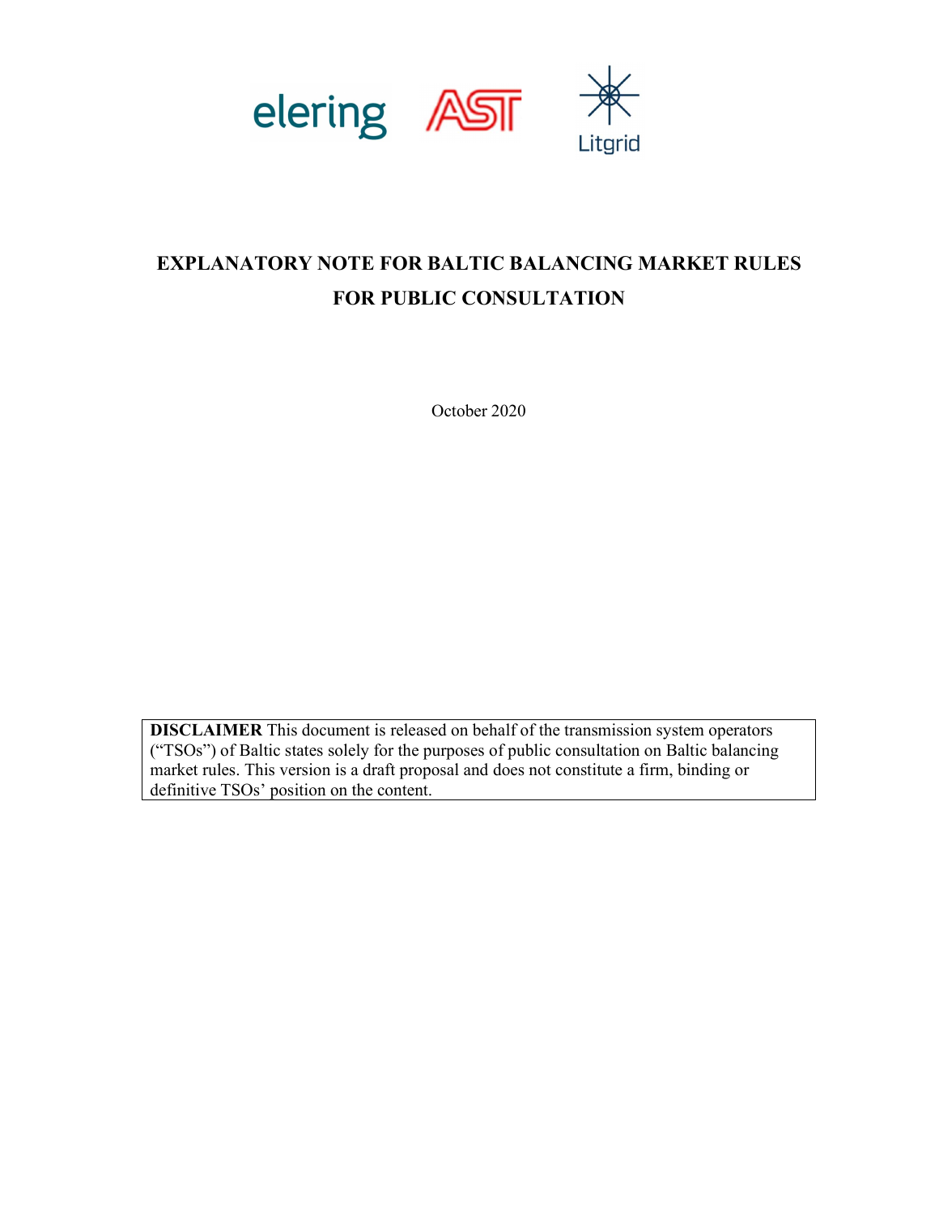elering AST Litgrid

# EXPLANATORY NOTE FOR BALTIC BALANCING MARKET RULES FOR PUBLIC CONSULTATION

October 2020

**DISCLAIMER** This document is released on behalf of the transmission system operators ("TSOs") of Baltic states solely for the purposes of public consultation on Baltic balancing market rules. This version is a draft proposal and does not constitute a firm, binding or definitive TSOs' position on the content.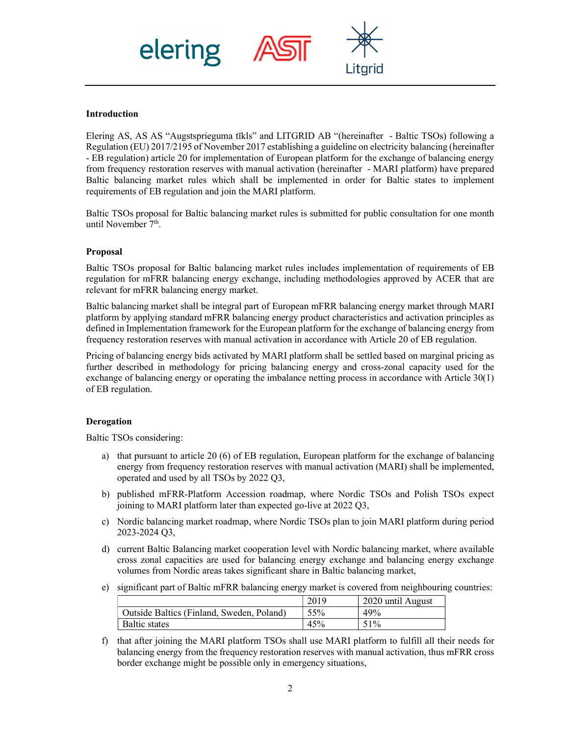**Introduction**

Elering AS, AS AS "Augstsprieguma tīkls" and LITGRID AB "(hereinafter - Baltic TSOs) following a Regulation (EU) 2017/2195 of November 2017 establishing a guideline on electricity balancing (hereinafter - EB regulation) article 20 for implementation of European platform for the exchange of balancing energy from frequency restoration reserves with manual activation (hereinafter - MARI platform) have prepared Baltic balancing market rules which shall be implemented in order for Baltic states to implement requirements of EB regulation and join the MARI platform.

Baltic TSOs proposal for Baltic balancing market rules is submitted for public consultation for one month until November 7th.

**Proposal**

Baltic TSOs proposal for Baltic balancing market rules includes implementation of requirements of EB regulation for mFRR balancing energy exchange, including methodologies approved by ACER that are relevant for mFRR balancing energy market.

Baltic balancing market shall be integral part of European mFRR balancing energy market through MARI platform by applying standard mFRR balancing energy product characteristics and activation principles as defined in Implementation framework for the European platform for the exchange of balancing energy from frequency restoration reserves with manual activation in accordance with Article 20 of EB regulation.

Pricing of balancing energy bids activated by MARI platform shall be settled based on marginal pricing as further described in methodology for pricing balancing energy and cross-zonal capacity used for the exchange of balancing energy or operating the imbalance netting process in accordance with Article 30(1) of EB regulation.

**Derogation**

Baltic TSOs considering:

a) that pursuant to article 20 (6) of EB regulation, European platform for the exchange of balancing energy from frequency restoration reserves with manual activation (MARI) shall be implemented, operated and used by all TSOs by 2022 Q3,

b) published mFRR-Platform Accession roadmap, where Nordic TSOs and Polish TSOs expect joining to MARI platform later than expected go-live at 2022 Q3,

c) Nordic balancing market roadmap, where Nordic TSOs plan to join MARI platform during period 2023-2024 Q3,

d) current Baltic Balancing market cooperation level with Nordic balancing market, where available cross zonal capacities are used for balancing energy exchange and balancing energy exchange volumes from Nordic areas takes significant share in Baltic balancing market,

e) significant part of Baltic mFRR balancing energy market is covered from neighbouring countries:

| | 2019 | 2020 until August |
|---|---|---|
| Outside Baltics (Finland, Sweden, Poland) | 55% | 49% |
| Baltic states | 45% | 51% |

f) that after joining the MARI platform TSOs shall use MARI platform to fulfill all their needs for balancing energy from the frequency restoration reserves with manual activation, thus mFRR cross border exchange might be possible only in emergency situations,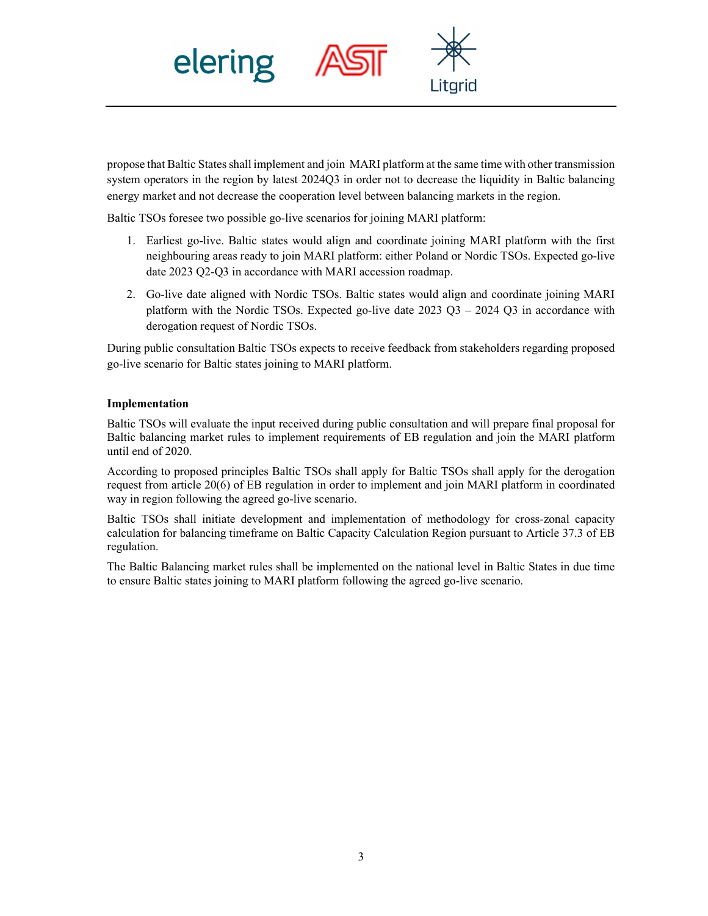propose that Baltic States shall implement and join MARI platform at the same time with other transmission system operators in the region by latest 2024Q3 in order not to decrease the liquidity in Baltic balancing energy market and not decrease the cooperation level between balancing markets in the region.

Baltic TSOs foresee two possible go-live scenarios for joining MARI platform:

1. Earliest go-live. Baltic states would align and coordinate joining MARI platform with the first neighbouring areas ready to join MARI platform: either Poland or Nordic TSOs. Expected go-live date 2023 Q2-Q3 in accordance with MARI accession roadmap.
2. Go-live date aligned with Nordic TSOs. Baltic states would align and coordinate joining MARI platform with the Nordic TSOs. Expected go-live date 2023 Q3 – 2024 Q3 in accordance with derogation request of Nordic TSOs.

During public consultation Baltic TSOs expects to receive feedback from stakeholders regarding proposed go-live scenario for Baltic states joining to MARI platform.

**Implementation**

Baltic TSOs will evaluate the input received during public consultation and will prepare final proposal for Baltic balancing market rules to implement requirements of EB regulation and join the MARI platform until end of 2020.

According to proposed principles Baltic TSOs shall apply for Baltic TSOs shall apply for the derogation request from article 20(6) of EB regulation in order to implement and join MARI platform in coordinated way in region following the agreed go-live scenario.

Baltic TSOs shall initiate development and implementation of methodology for cross-zonal capacity calculation for balancing timeframe on Baltic Capacity Calculation Region pursuant to Article 37.3 of EB regulation.

The Baltic Balancing market rules shall be implemented on the national level in Baltic States in due time to ensure Baltic states joining to MARI platform following the agreed go-live scenario.